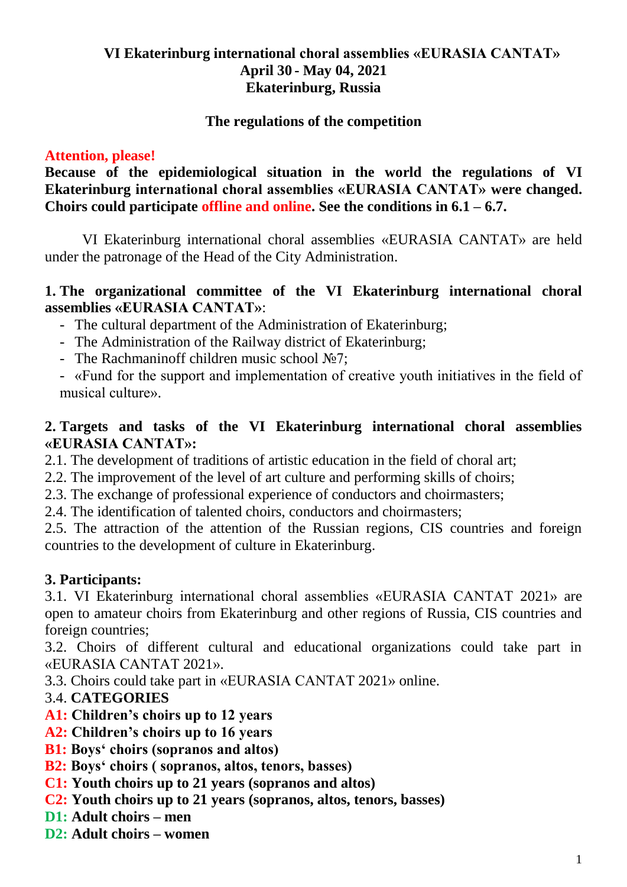**VI Ekaterinburg international choral assemblies «EURASIA CANTAT»**
**April 30 - May 04, 2021**
**Ekaterinburg, Russia**

**The regulations of the competition**

**Attention, please!**
**Because of the epidemiological situation in the world the regulations of VI Ekaterinburg international choral assemblies «EURASIA CANTAT» were changed. Choirs could participate offline and online. See the conditions in 6.1 – 6.7.**

VI Ekaterinburg international choral assemblies «EURASIA CANTAT» are held under the patronage of the Head of the City Administration.

## 1. The organizational committee of the VI Ekaterinburg international choral assemblies «EURASIA CANTAT»:

- The cultural department of the Administration of Ekaterinburg;
- The Administration of the Railway district of Ekaterinburg;
- The Rachmaninoff children music school №7;
- «Fund for the support and implementation of creative youth initiatives in the field of musical culture».

## 2. Targets and tasks of the VI Ekaterinburg international choral assemblies «EURASIA CANTAT»:

2.1. The development of traditions of artistic education in the field of choral art;
2.2. The improvement of the level of art culture and performing skills of choirs;
2.3. The exchange of professional experience of conductors and choirmasters;
2.4. The identification of talented choirs, conductors and choirmasters;
2.5. The attraction of the attention of the Russian regions, CIS countries and foreign countries to the development of culture in Ekaterinburg.

## 3. Participants:

3.1. VI Ekaterinburg international choral assemblies «EURASIA CANTAT 2021» are open to amateur choirs from Ekaterinburg and other regions of Russia, CIS countries and foreign countries;
3.2. Choirs of different cultural and educational organizations could take part in «EURASIA CANTAT 2021».
3.3. Choirs could take part in «EURASIA CANTAT 2021» online.
3.4. **CATEGORIES**
**A1: Children's choirs up to 12 years**
**A2: Children's choirs up to 16 years**
**B1: Boys' choirs (sopranos and altos)**
**B2: Boys' choirs ( sopranos, altos, tenors, basses)**
**C1: Youth choirs up to 21 years (sopranos and altos)**
**C2: Youth choirs up to 21 years (sopranos, altos, tenors, basses)**
**D1: Adult choirs – men**
**D2: Adult choirs – women**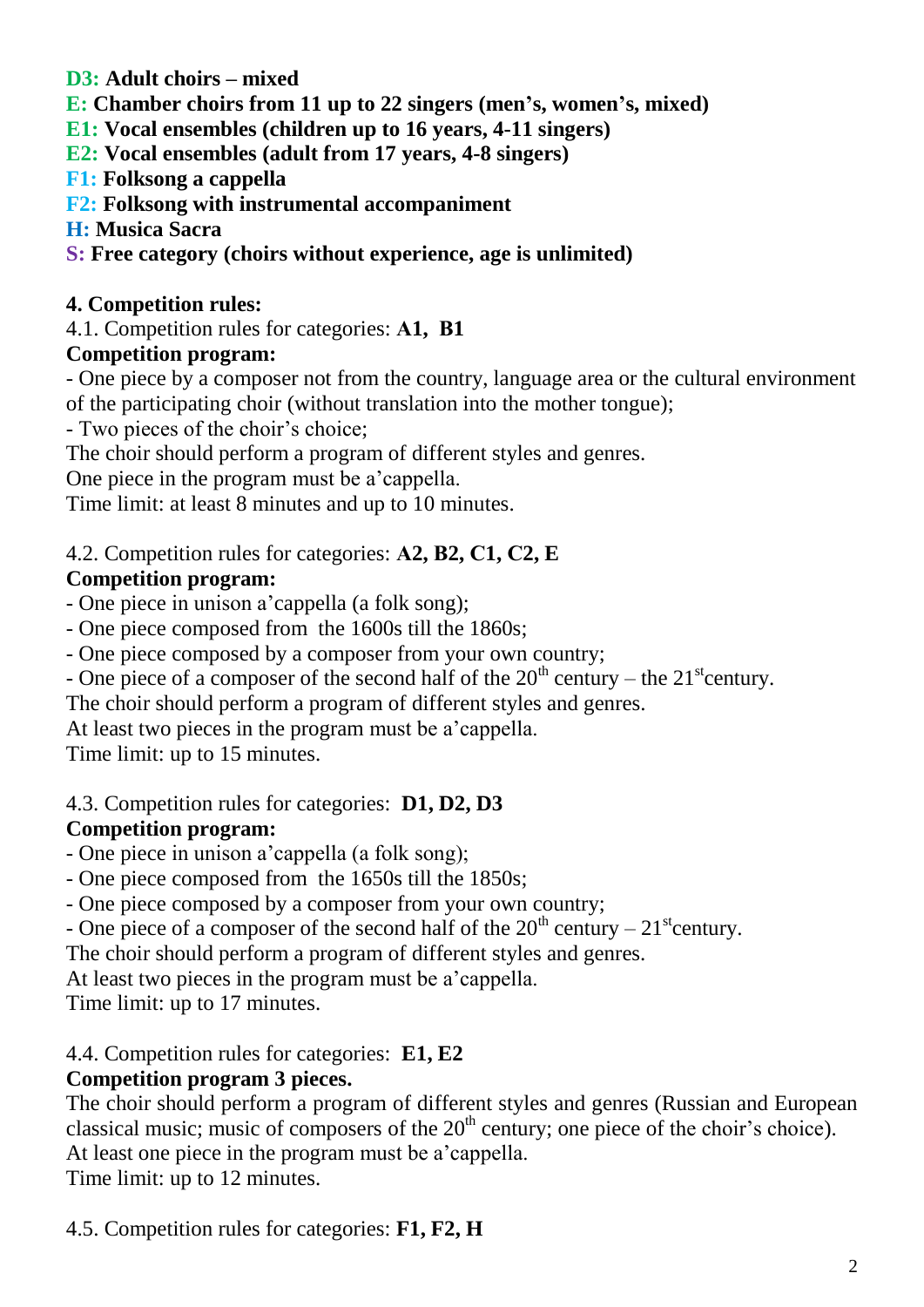**D3: Adult choirs – mixed**
**E: Chamber choirs from 11 up to 22 singers (men's, women's, mixed)**
**E1: Vocal ensembles (children up to 16 years, 4-11 singers)**
**E2: Vocal ensembles (adult from 17 years, 4-8 singers)**
**F1: Folksong a cappella**
**F2: Folksong with instrumental accompaniment**
**H: Musica Sacra**
**S: Free category (choirs without experience, age is unlimited)**

## 4. Competition rules:

4.1. Competition rules for categories: **A1, B1**

**Competition program:**

- One piece by a composer not from the country, language area or the cultural environment of the participating choir (without translation into the mother tongue);
- Two pieces of the choir's choice;

The choir should perform a program of different styles and genres.
One piece in the program must be a'cappella.
Time limit: at least 8 minutes and up to 10 minutes.

4.2. Competition rules for categories: **A2, B2, C1, C2, E**

**Competition program:**

- One piece in unison a'cappella (a folk song);
- One piece composed from the 1600s till the 1860s;
- One piece composed by a composer from your own country;
- One piece of a composer of the second half of the 20th century – the 21st century.

The choir should perform a program of different styles and genres.
At least two pieces in the program must be a'cappella.
Time limit: up to 15 minutes.

4.3. Competition rules for categories: **D1, D2, D3**

**Competition program:**

- One piece in unison a'cappella (a folk song);
- One piece composed from the 1650s till the 1850s;
- One piece composed by a composer from your own country;
- One piece of a composer of the second half of the 20th century – 21st century.

The choir should perform a program of different styles and genres.
At least two pieces in the program must be a'cappella.
Time limit: up to 17 minutes.

4.4. Competition rules for categories: **E1, E2**

**Competition program 3 pieces.**

The choir should perform a program of different styles and genres (Russian and European classical music; music of composers of the 20th century; one piece of the choir's choice).
At least one piece in the program must be a'cappella.
Time limit: up to 12 minutes.

4.5. Competition rules for categories: **F1, F2, H**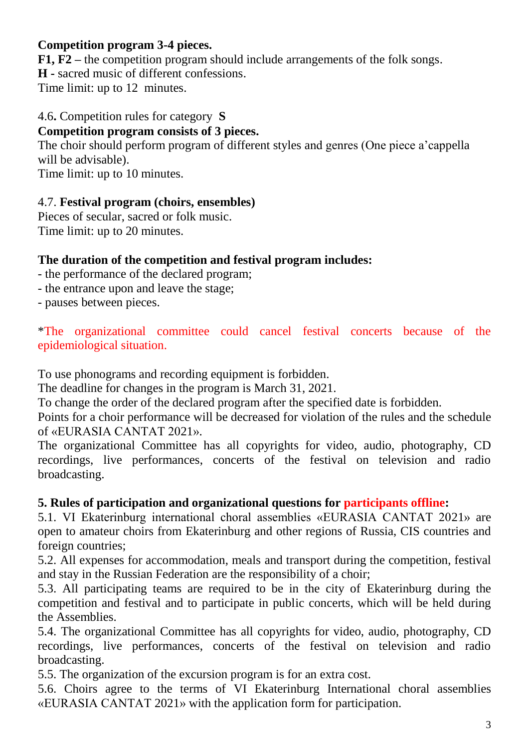**Competition program 3-4 pieces.**
**F1, F2 –** the competition program should include arrangements of the folk songs.
**H -** sacred music of different confessions.
Time limit: up to 12 minutes.

4.6**.** Competition rules for category **S**
**Competition program consists of 3 pieces.**
The choir should perform program of different styles and genres (One piece a'cappella will be advisable).
Time limit: up to 10 minutes.

4.7. **Festival program (choirs, ensembles)**
Pieces of secular, sacred or folk music.
Time limit: up to 20 minutes.

**The duration of the competition and festival program includes:**
- the performance of the declared program;
- the entrance upon and leave the stage;
- pauses between pieces.

*The organizational committee could cancel festival concerts because of the epidemiological situation.

To use phonograms and recording equipment is forbidden.
The deadline for changes in the program is March 31, 2021.
To change the order of the declared program after the specified date is forbidden.
Points for a choir performance will be decreased for violation of the rules and the schedule of «EURASIA CANTAT 2021».
The organizational Committee has all copyrights for video, audio, photography, CD recordings, live performances, concerts of the festival on television and radio broadcasting.

**5. Rules of participation and organizational questions for participants offline:**
5.1. VI Ekaterinburg international choral assemblies «EURASIA CANTAT 2021» are open to amateur choirs from Ekaterinburg and other regions of Russia, CIS countries and foreign countries;
5.2. All expenses for accommodation, meals and transport during the competition, festival and stay in the Russian Federation are the responsibility of a choir;
5.3. All participating teams are required to be in the city of Ekaterinburg during the competition and festival and to participate in public concerts, which will be held during the Assemblies.
5.4. The organizational Committee has all copyrights for video, audio, photography, CD recordings, live performances, concerts of the festival on television and radio broadcasting.
5.5. The organization of the excursion program is for an extra cost.
5.6. Choirs agree to the terms of VI Ekaterinburg International choral assemblies «EURASIA CANTAT 2021» with the application form for participation.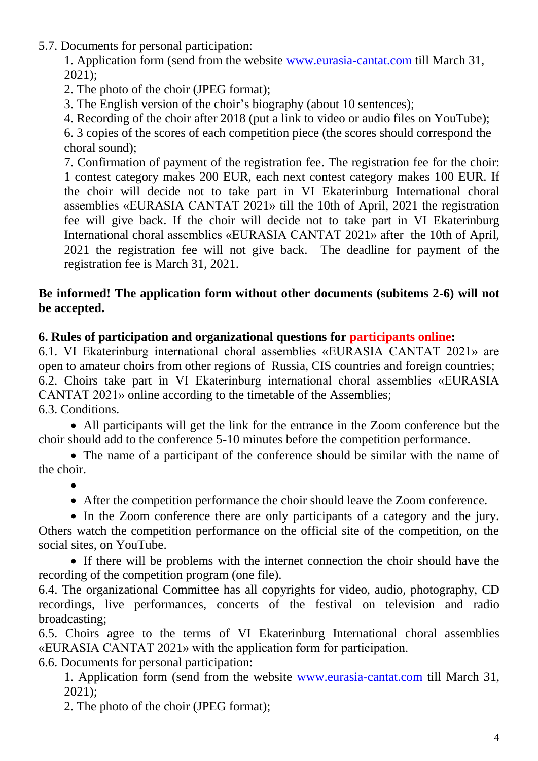5.7. Documents for personal participation:

1. Application form (send from the website www.eurasia-cantat.com till March 31, 2021);
2. The photo of the choir (JPEG format);
3. The English version of the choir's biography (about 10 sentences);
4. Recording of the choir after 2018 (put a link to video or audio files on YouTube);

6. 3 copies of the scores of each competition piece (the scores should correspond the choral sound);

7. Confirmation of payment of the registration fee. The registration fee for the choir: 1 contest category makes 200 EUR, each next contest category makes 100 EUR. If the choir will decide not to take part in VI Ekaterinburg International choral assemblies «EURASIA CANTAT 2021» till the 10th of April, 2021 the registration fee will give back. If the choir will decide not to take part in VI Ekaterinburg International choral assemblies «EURASIA CANTAT 2021» after the 10th of April, 2021 the registration fee will not give back. The deadline for payment of the registration fee is March 31, 2021.

**Be informed! The application form without other documents (subitems 2-6) will not be accepted.**

**6. Rules of participation and organizational questions for participants online:**

6.1. VI Ekaterinburg international choral assemblies «EURASIA CANTAT 2021» are open to amateur choirs from other regions of Russia, CIS countries and foreign countries;

6.2. Choirs take part in VI Ekaterinburg international choral assemblies «EURASIA CANTAT 2021» online according to the timetable of the Assemblies;

6.3. Conditions.

- All participants will get the link for the entrance in the Zoom conference but the choir should add to the conference 5-10 minutes before the competition performance.
- The name of a participant of the conference should be similar with the name of the choir.
- 
- After the competition performance the choir should leave the Zoom conference.
- In the Zoom conference there are only participants of a category and the jury. Others watch the competition performance on the official site of the competition, on the social sites, on YouTube.
- If there will be problems with the internet connection the choir should have the recording of the competition program (one file).

6.4. The organizational Committee has all copyrights for video, audio, photography, CD recordings, live performances, concerts of the festival on television and radio broadcasting;

6.5. Choirs agree to the terms of VI Ekaterinburg International choral assemblies «EURASIA CANTAT 2021» with the application form for participation.

6.6. Documents for personal participation:

1. Application form (send from the website www.eurasia-cantat.com till March 31, 2021);
2. The photo of the choir (JPEG format);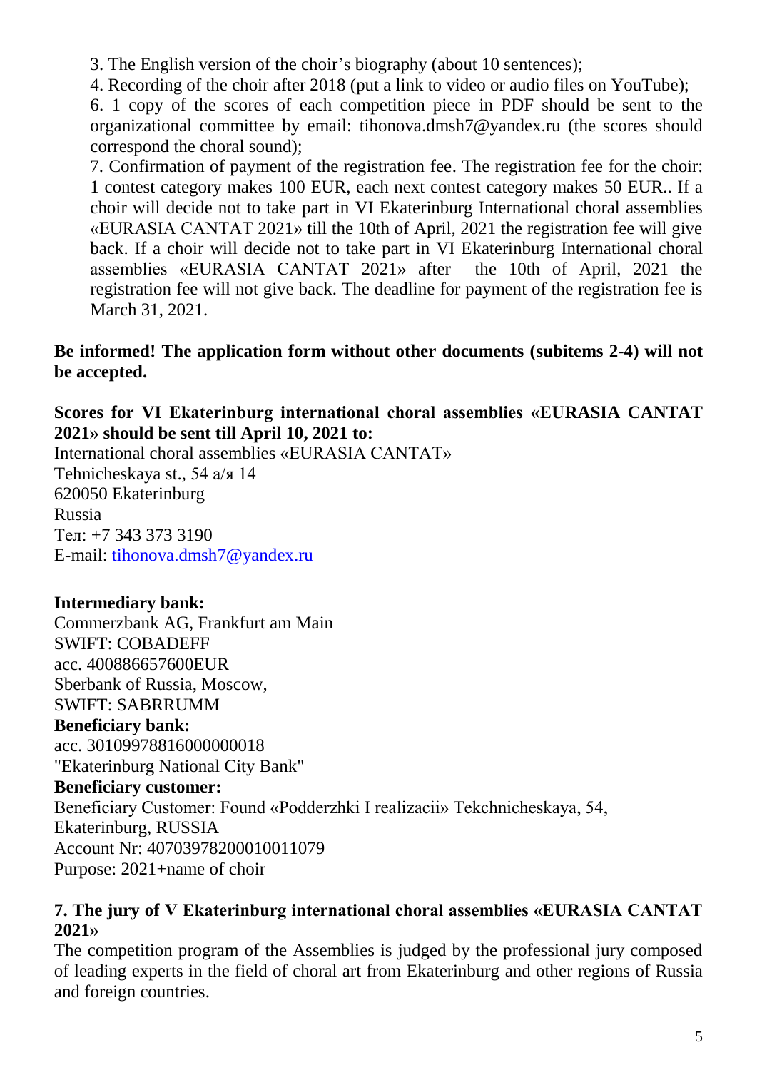3. The English version of the choir's biography (about 10 sentences);
4. Recording of the choir after 2018 (put a link to video or audio files on YouTube);
6. 1 copy of the scores of each competition piece in PDF should be sent to the organizational committee by email: tihonova.dmsh7@yandex.ru (the scores should correspond the choral sound);
7. Confirmation of payment of the registration fee. The registration fee for the choir: 1 contest category makes 100 EUR, each next contest category makes 50 EUR.. If a choir will decide not to take part in VI Ekaterinburg International choral assemblies «EURASIA CANTAT 2021» till the 10th of April, 2021 the registration fee will give back. If a choir will decide not to take part in VI Ekaterinburg International choral assemblies «EURASIA CANTAT 2021» after the 10th of April, 2021 the registration fee will not give back. The deadline for payment of the registration fee is March 31, 2021.

**Be informed! The application form without other documents (subitems 2-4) will not be accepted.**

**Scores for VI Ekaterinburg international choral assemblies «EURASIA CANTAT 2021» should be sent till April 10, 2021 to:**
International choral assemblies «EURASIA CANTAT»
Tehnicheskaya st., 54 а/я 14
620050 Ekaterinburg
Russia
Тел: +7 343 373 3190
E-mail: tihonova.dmsh7@yandex.ru

**Intermediary bank:**
Commerzbank AG, Frankfurt am Main
SWIFT: COBADEFF
acc. 400886657600EUR
Sberbank of Russia, Moscow,
SWIFT: SABRRUMM
**Beneficiary bank:**
acc. 30109978816000000018
"Ekaterinburg National City Bank"
**Beneficiary customer:**
Beneficiary Customer: Found «Podderzhki I realizacii» Tekchnicheskaya, 54, Ekaterinburg, RUSSIA
Account Nr: 40703978200010011079
Purpose: 2021+name of choir

## 7. The jury of V Ekaterinburg international choral assemblies «EURASIA CANTAT 2021»

The competition program of the Assemblies is judged by the professional jury composed of leading experts in the field of choral art from Ekaterinburg and other regions of Russia and foreign countries.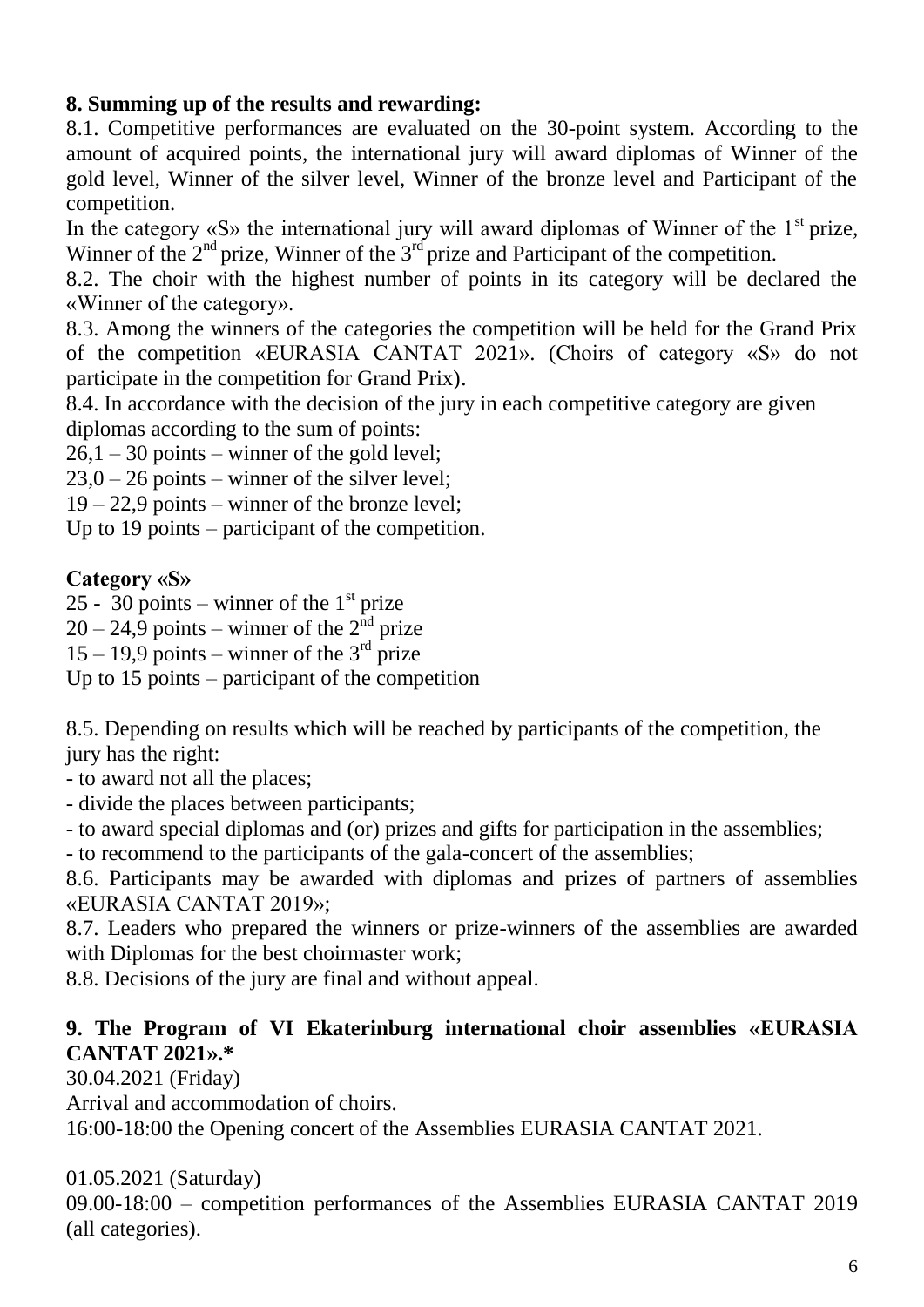**8. Summing up of the results and rewarding:**

8.1. Competitive performances are evaluated on the 30-point system. According to the amount of acquired points, the international jury will award diplomas of Winner of the gold level, Winner of the silver level, Winner of the bronze level and Participant of the competition.

In the category «S» the international jury will award diplomas of Winner of the 1st prize, Winner of the 2nd prize, Winner of the 3rd prize and Participant of the competition.

8.2. The choir with the highest number of points in its category will be declared the «Winner of the category».

8.3. Among the winners of the categories the competition will be held for the Grand Prix of the competition «EURASIA CANTAT 2021». (Choirs of category «S» do not participate in the competition for Grand Prix).

8.4. In accordance with the decision of the jury in each competitive category are given diplomas according to the sum of points:

26,1 – 30 points – winner of the gold level;
23,0 – 26 points – winner of the silver level;
19 – 22,9 points – winner of the bronze level;
Up to 19 points – participant of the competition.

**Category «S»**

25 - 30 points – winner of the 1st prize
20 – 24,9 points – winner of the 2nd prize
15 – 19,9 points – winner of the 3rd prize
Up to 15 points – participant of the competition

8.5. Depending on results which will be reached by participants of the competition, the jury has the right:

- to award not all the places;
- divide the places between participants;
- to award special diplomas and (or) prizes and gifts for participation in the assemblies;
- to recommend to the participants of the gala-concert of the assemblies;

8.6. Participants may be awarded with diplomas and prizes of partners of assemblies «EURASIA CANTAT 2019»;

8.7. Leaders who prepared the winners or prize-winners of the assemblies are awarded with Diplomas for the best choirmaster work;

8.8. Decisions of the jury are final and without appeal.

**9. The Program of VI Ekaterinburg international choir assemblies «EURASIA CANTAT 2021».***

30.04.2021 (Friday)
Arrival and accommodation of choirs.
16:00-18:00 the Opening concert of the Assemblies EURASIA CANTAT 2021.

01.05.2021 (Saturday)
09.00-18:00 – competition performances of the Assemblies EURASIA CANTAT 2019 (all categories).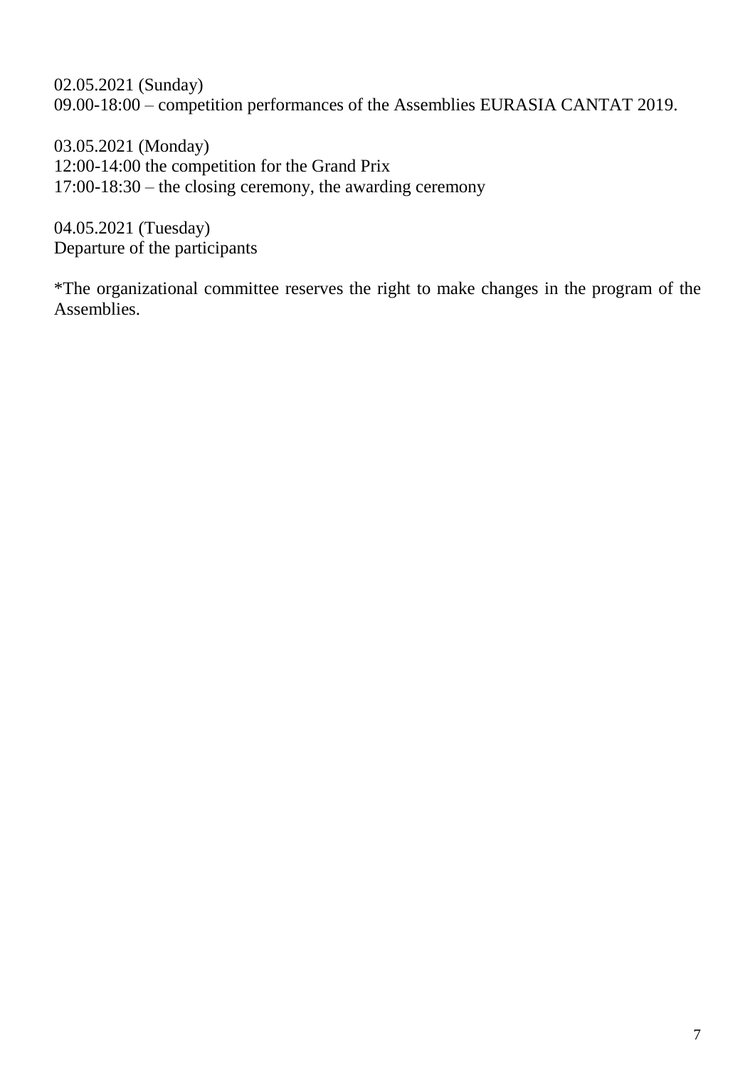02.05.2021 (Sunday)
09.00-18:00 – competition performances of the Assemblies EURASIA CANTAT 2019.

03.05.2021 (Monday)
12:00-14:00 the competition for the Grand Prix
17:00-18:30 – the closing ceremony, the awarding ceremony

04.05.2021 (Tuesday)
Departure of the participants

*The organizational committee reserves the right to make changes in the program of the Assemblies.